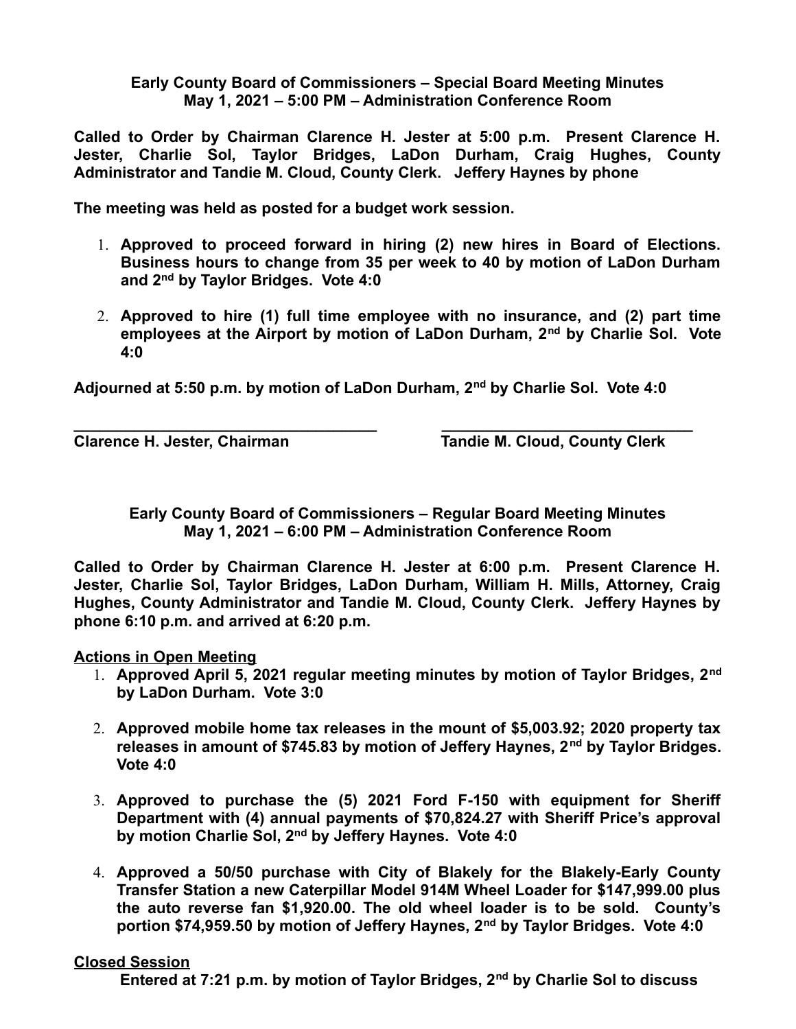**Early County Board of Commissioners – Special Board Meeting Minutes**
**May 1, 2021 – 5:00 PM – Administration Conference Room**

**Called to Order by Chairman Clarence H. Jester at 5:00 p.m. Present Clarence H. Jester, Charlie Sol, Taylor Bridges, LaDon Durham, Craig Hughes, County Administrator and Tandie M. Cloud, County Clerk. Jeffery Haynes by phone**

**The meeting was held as posted for a budget work session.**

1. **Approved to proceed forward in hiring (2) new hires in Board of Elections. Business hours to change from 35 per week to 40 by motion of LaDon Durham and 2nd by Taylor Bridges. Vote 4:0**

2. **Approved to hire (1) full time employee with no insurance, and (2) part time employees at the Airport by motion of LaDon Durham, 2nd by Charlie Sol. Vote 4:0**

**Adjourned at 5:50 p.m. by motion of LaDon Durham, 2nd by Charlie Sol. Vote 4:0**

**_____________________________________ _______________________________**
**Clarence H. Jester, Chairman Tandie M. Cloud, County Clerk**

**Early County Board of Commissioners – Regular Board Meeting Minutes**
**May 1, 2021 – 6:00 PM – Administration Conference Room**

**Called to Order by Chairman Clarence H. Jester at 6:00 p.m. Present Clarence H. Jester, Charlie Sol, Taylor Bridges, LaDon Durham, William H. Mills, Attorney, Craig Hughes, County Administrator and Tandie M. Cloud, County Clerk. Jeffery Haynes by phone 6:10 p.m. and arrived at 6:20 p.m.**

**Actions in Open Meeting**

1. **Approved April 5, 2021 regular meeting minutes by motion of Taylor Bridges, 2nd by LaDon Durham. Vote 3:0**

2. **Approved mobile home tax releases in the mount of $5,003.92; 2020 property tax releases in amount of $745.83 by motion of Jeffery Haynes, 2nd by Taylor Bridges. Vote 4:0**

3. **Approved to purchase the (5) 2021 Ford F-150 with equipment for Sheriff Department with (4) annual payments of $70,824.27 with Sheriff Price's approval by motion Charlie Sol, 2nd by Jeffery Haynes. Vote 4:0**

4. **Approved a 50/50 purchase with City of Blakely for the Blakely-Early County Transfer Station a new Caterpillar Model 914M Wheel Loader for $147,999.00 plus the auto reverse fan $1,920.00. The old wheel loader is to be sold. County's portion $74,959.50 by motion of Jeffery Haynes, 2nd by Taylor Bridges. Vote 4:0**

**Closed Session**

**Entered at 7:21 p.m. by motion of Taylor Bridges, 2nd by Charlie Sol to discuss**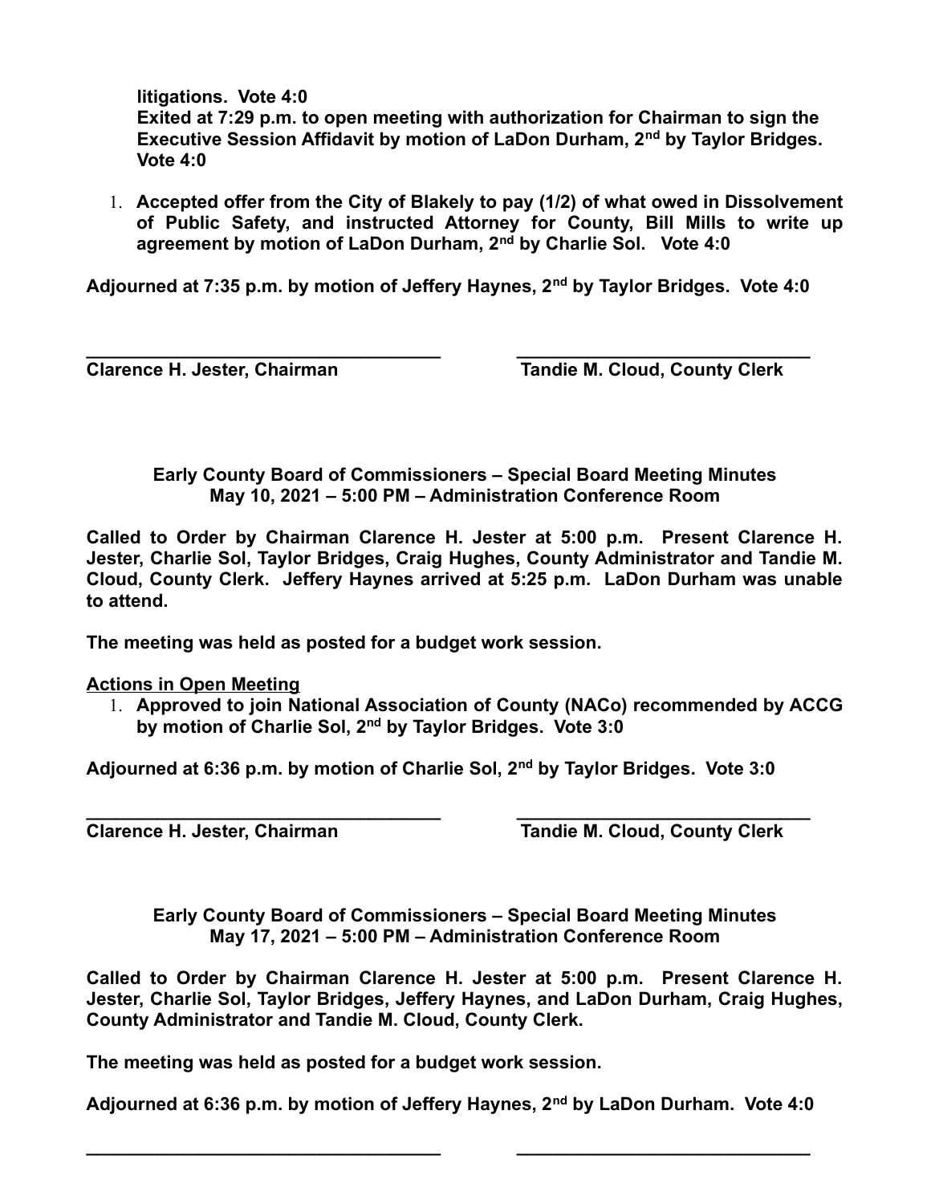**litigations. Vote 4:0**
**Exited at 7:29 p.m. to open meeting with authorization for Chairman to sign the Executive Session Affidavit by motion of LaDon Durham, 2nd by Taylor Bridges. Vote 4:0**

1. **Accepted offer from the City of Blakely to pay (1/2) of what owed in Dissolvement of Public Safety, and instructed Attorney for County, Bill Mills to write up agreement by motion of LaDon Durham, 2nd by Charlie Sol. Vote 4:0**

**Adjourned at 7:35 p.m. by motion of Jeffery Haynes, 2nd by Taylor Bridges. Vote 4:0**

**\_\_\_\_\_\_\_\_\_\_\_\_\_\_\_\_\_\_\_\_\_\_\_\_\_\_\_\_\_\_\_\_\_\_\_\_ \_\_\_\_\_\_\_\_\_\_\_\_\_\_\_\_\_\_\_\_\_\_\_\_\_\_\_\_\_\_**
**Clarence H. Jester, Chairman Tandie M. Cloud, County Clerk**

**Early County Board of Commissioners – Special Board Meeting Minutes**
**May 10, 2021 – 5:00 PM – Administration Conference Room**

**Called to Order by Chairman Clarence H. Jester at 5:00 p.m. Present Clarence H. Jester, Charlie Sol, Taylor Bridges, Craig Hughes, County Administrator and Tandie M. Cloud, County Clerk. Jeffery Haynes arrived at 5:25 p.m. LaDon Durham was unable to attend.**

**The meeting was held as posted for a budget work session.**

**Actions in Open Meeting**

1. **Approved to join National Association of County (NACo) recommended by ACCG by motion of Charlie Sol, 2nd by Taylor Bridges. Vote 3:0**

**Adjourned at 6:36 p.m. by motion of Charlie Sol, 2nd by Taylor Bridges. Vote 3:0**

**\_\_\_\_\_\_\_\_\_\_\_\_\_\_\_\_\_\_\_\_\_\_\_\_\_\_\_\_\_\_\_\_\_\_\_\_ \_\_\_\_\_\_\_\_\_\_\_\_\_\_\_\_\_\_\_\_\_\_\_\_\_\_\_\_\_\_**
**Clarence H. Jester, Chairman Tandie M. Cloud, County Clerk**

**Early County Board of Commissioners – Special Board Meeting Minutes**
**May 17, 2021 – 5:00 PM – Administration Conference Room**

**Called to Order by Chairman Clarence H. Jester at 5:00 p.m. Present Clarence H. Jester, Charlie Sol, Taylor Bridges, Jeffery Haynes, and LaDon Durham, Craig Hughes, County Administrator and Tandie M. Cloud, County Clerk.**

**The meeting was held as posted for a budget work session.**

**Adjourned at 6:36 p.m. by motion of Jeffery Haynes, 2nd by LaDon Durham. Vote 4:0**

**\_\_\_\_\_\_\_\_\_\_\_\_\_\_\_\_\_\_\_\_\_\_\_\_\_\_\_\_\_\_\_\_\_\_\_\_ \_\_\_\_\_\_\_\_\_\_\_\_\_\_\_\_\_\_\_\_\_\_\_\_\_\_\_\_\_\_**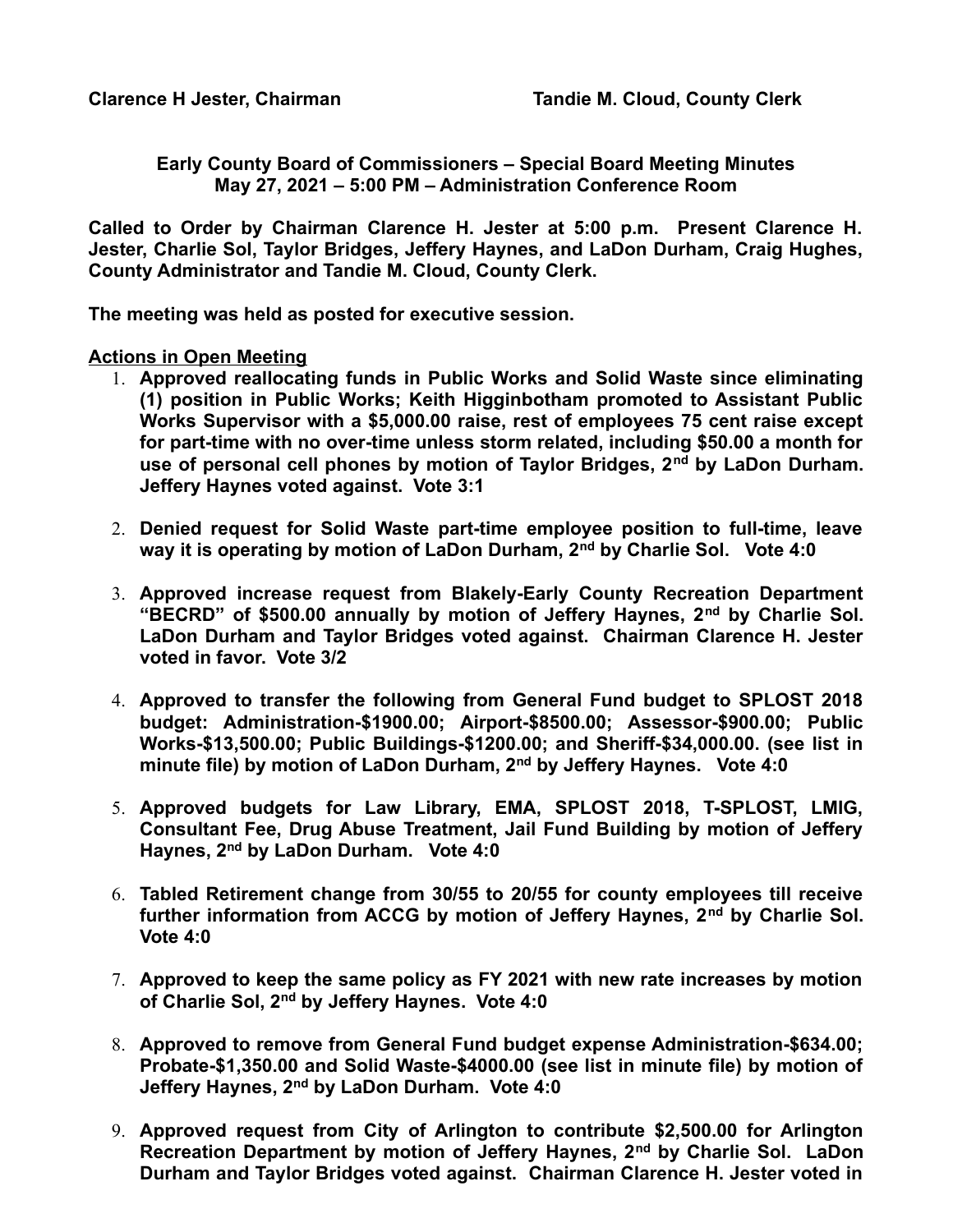**Clarence H Jester, Chairman** **Tandie M. Cloud, County Clerk**

**Early County Board of Commissioners – Special Board Meeting Minutes**
**May 27, 2021 – 5:00 PM – Administration Conference Room**

**Called to Order by Chairman Clarence H. Jester at 5:00 p.m. Present Clarence H. Jester, Charlie Sol, Taylor Bridges, Jeffery Haynes, and LaDon Durham, Craig Hughes, County Administrator and Tandie M. Cloud, County Clerk.**

**The meeting was held as posted for executive session.**

**Actions in Open Meeting**

1. **Approved reallocating funds in Public Works and Solid Waste since eliminating (1) position in Public Works; Keith Higginbotham promoted to Assistant Public Works Supervisor with a $5,000.00 raise, rest of employees 75 cent raise except for part-time with no over-time unless storm related, including $50.00 a month for use of personal cell phones by motion of Taylor Bridges, 2nd by LaDon Durham. Jeffery Haynes voted against. Vote 3:1**

2. **Denied request for Solid Waste part-time employee position to full-time, leave way it is operating by motion of LaDon Durham, 2nd by Charlie Sol. Vote 4:0**

3. **Approved increase request from Blakely-Early County Recreation Department "BECRD" of $500.00 annually by motion of Jeffery Haynes, 2nd by Charlie Sol. LaDon Durham and Taylor Bridges voted against. Chairman Clarence H. Jester voted in favor. Vote 3/2**

4. **Approved to transfer the following from General Fund budget to SPLOST 2018 budget: Administration-$1900.00; Airport-$8500.00; Assessor-$900.00; Public Works-$13,500.00; Public Buildings-$1200.00; and Sheriff-$34,000.00. (see list in minute file) by motion of LaDon Durham, 2nd by Jeffery Haynes. Vote 4:0**

5. **Approved budgets for Law Library, EMA, SPLOST 2018, T-SPLOST, LMIG, Consultant Fee, Drug Abuse Treatment, Jail Fund Building by motion of Jeffery Haynes, 2nd by LaDon Durham. Vote 4:0**

6. **Tabled Retirement change from 30/55 to 20/55 for county employees till receive further information from ACCG by motion of Jeffery Haynes, 2nd by Charlie Sol. Vote 4:0**

7. **Approved to keep the same policy as FY 2021 with new rate increases by motion of Charlie Sol, 2nd by Jeffery Haynes. Vote 4:0**

8. **Approved to remove from General Fund budget expense Administration-$634.00; Probate-$1,350.00 and Solid Waste-$4000.00 (see list in minute file) by motion of Jeffery Haynes, 2nd by LaDon Durham. Vote 4:0**

9. **Approved request from City of Arlington to contribute $2,500.00 for Arlington Recreation Department by motion of Jeffery Haynes, 2nd by Charlie Sol. LaDon Durham and Taylor Bridges voted against. Chairman Clarence H. Jester voted in**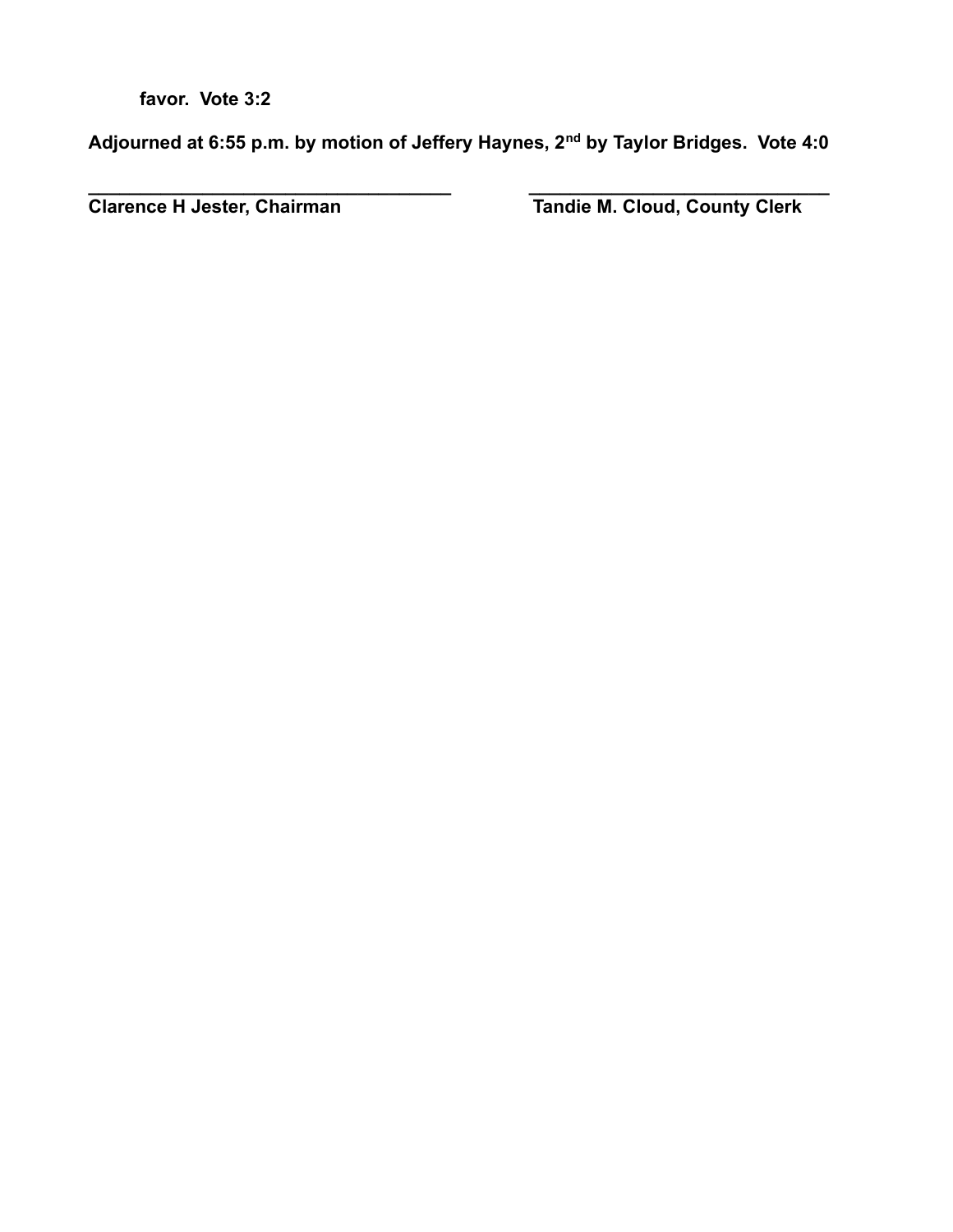**favor. Vote 3:2**

**Adjourned at 6:55 p.m. by motion of Jeffery Haynes, 2nd by Taylor Bridges. Vote 4:0**

**\_\_\_\_\_\_\_\_\_\_\_\_\_\_\_\_\_\_\_\_\_\_\_\_\_\_\_\_\_\_\_\_\_\_\_\_\_\_**
**Clarence H Jester, Chairman**

**\_\_\_\_\_\_\_\_\_\_\_\_\_\_\_\_\_\_\_\_\_\_\_\_\_\_\_\_\_\_\_\_\_\_**
**Tandie M. Cloud, County Clerk**